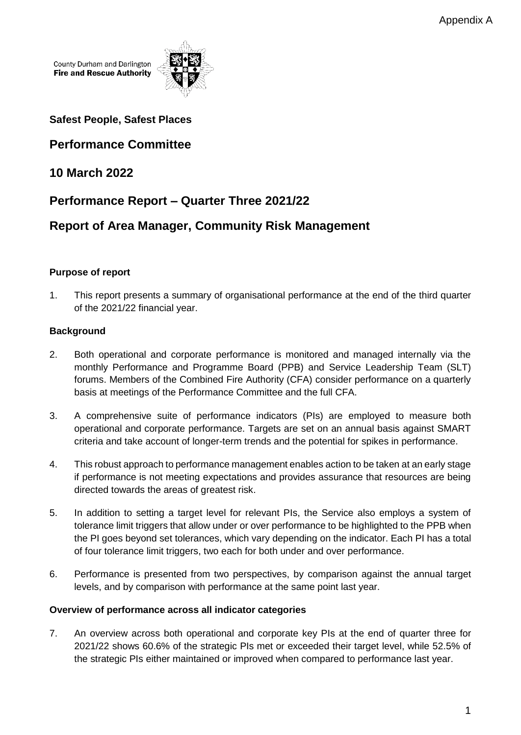Appendix A

County Durham and Darlington
**Fire and Rescue Authority**

**Safest People, Safest Places**

## Performance Committee

## 10 March 2022

## Performance Report – Quarter Three 2021/22

## Report of Area Manager, Community Risk Management

**Purpose of report**

1. This report presents a summary of organisational performance at the end of the third quarter of the 2021/22 financial year.

**Background**

2. Both operational and corporate performance is monitored and managed internally via the monthly Performance and Programme Board (PPB) and Service Leadership Team (SLT) forums. Members of the Combined Fire Authority (CFA) consider performance on a quarterly basis at meetings of the Performance Committee and the full CFA.

3. A comprehensive suite of performance indicators (PIs) are employed to measure both operational and corporate performance. Targets are set on an annual basis against SMART criteria and take account of longer-term trends and the potential for spikes in performance.

4. This robust approach to performance management enables action to be taken at an early stage if performance is not meeting expectations and provides assurance that resources are being directed towards the areas of greatest risk.

5. In addition to setting a target level for relevant PIs, the Service also employs a system of tolerance limit triggers that allow under or over performance to be highlighted to the PPB when the PI goes beyond set tolerances, which vary depending on the indicator. Each PI has a total of four tolerance limit triggers, two each for both under and over performance.

6. Performance is presented from two perspectives, by comparison against the annual target levels, and by comparison with performance at the same point last year.

**Overview of performance across all indicator categories**

7. An overview across both operational and corporate key PIs at the end of quarter three for 2021/22 shows 60.6% of the strategic PIs met or exceeded their target level, while 52.5% of the strategic PIs either maintained or improved when compared to performance last year.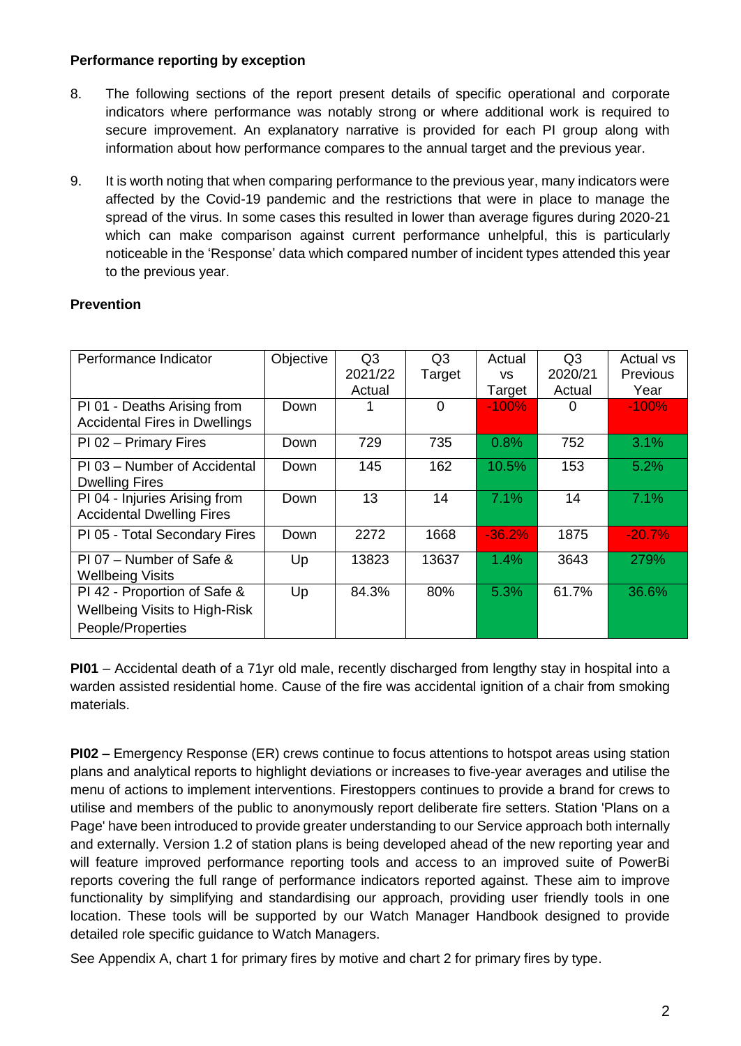**Performance reporting by exception**

8. The following sections of the report present details of specific operational and corporate indicators where performance was notably strong or where additional work is required to secure improvement. An explanatory narrative is provided for each PI group along with information about how performance compares to the annual target and the previous year.

9. It is worth noting that when comparing performance to the previous year, many indicators were affected by the Covid-19 pandemic and the restrictions that were in place to manage the spread of the virus. In some cases this resulted in lower than average figures during 2020-21 which can make comparison against current performance unhelpful, this is particularly noticeable in the 'Response' data which compared number of incident types attended this year to the previous year.

**Prevention**

| Performance Indicator | Objective | Q3 2021/22 Actual | Q3 Target | Actual vs Target | Q3 2020/21 Actual | Actual vs Previous Year |
|---|---|---|---|---|---|---|
| PI 01 - Deaths Arising from Accidental Fires in Dwellings | Down | 1 | 0 | -100% | 0 | -100% |
| PI 02 – Primary Fires | Down | 729 | 735 | 0.8% | 752 | 3.1% |
| PI 03 – Number of Accidental Dwelling Fires | Down | 145 | 162 | 10.5% | 153 | 5.2% |
| PI 04 - Injuries Arising from Accidental Dwelling Fires | Down | 13 | 14 | 7.1% | 14 | 7.1% |
| PI 05 - Total Secondary Fires | Down | 2272 | 1668 | -36.2% | 1875 | -20.7% |
| PI 07 – Number of Safe & Wellbeing Visits | Up | 13823 | 13637 | 1.4% | 3643 | 279% |
| PI 42 - Proportion of Safe & Wellbeing Visits to High-Risk People/Properties | Up | 84.3% | 80% | 5.3% | 61.7% | 36.6% |

**PI01** – Accidental death of a 71yr old male, recently discharged from lengthy stay in hospital into a warden assisted residential home. Cause of the fire was accidental ignition of a chair from smoking materials.

**PI02 –** Emergency Response (ER) crews continue to focus attentions to hotspot areas using station plans and analytical reports to highlight deviations or increases to five-year averages and utilise the menu of actions to implement interventions. Firestoppers continues to provide a brand for crews to utilise and members of the public to anonymously report deliberate fire setters. Station 'Plans on a Page' have been introduced to provide greater understanding to our Service approach both internally and externally. Version 1.2 of station plans is being developed ahead of the new reporting year and will feature improved performance reporting tools and access to an improved suite of PowerBi reports covering the full range of performance indicators reported against. These aim to improve functionality by simplifying and standardising our approach, providing user friendly tools in one location. These tools will be supported by our Watch Manager Handbook designed to provide detailed role specific guidance to Watch Managers.

See Appendix A, chart 1 for primary fires by motive and chart 2 for primary fires by type.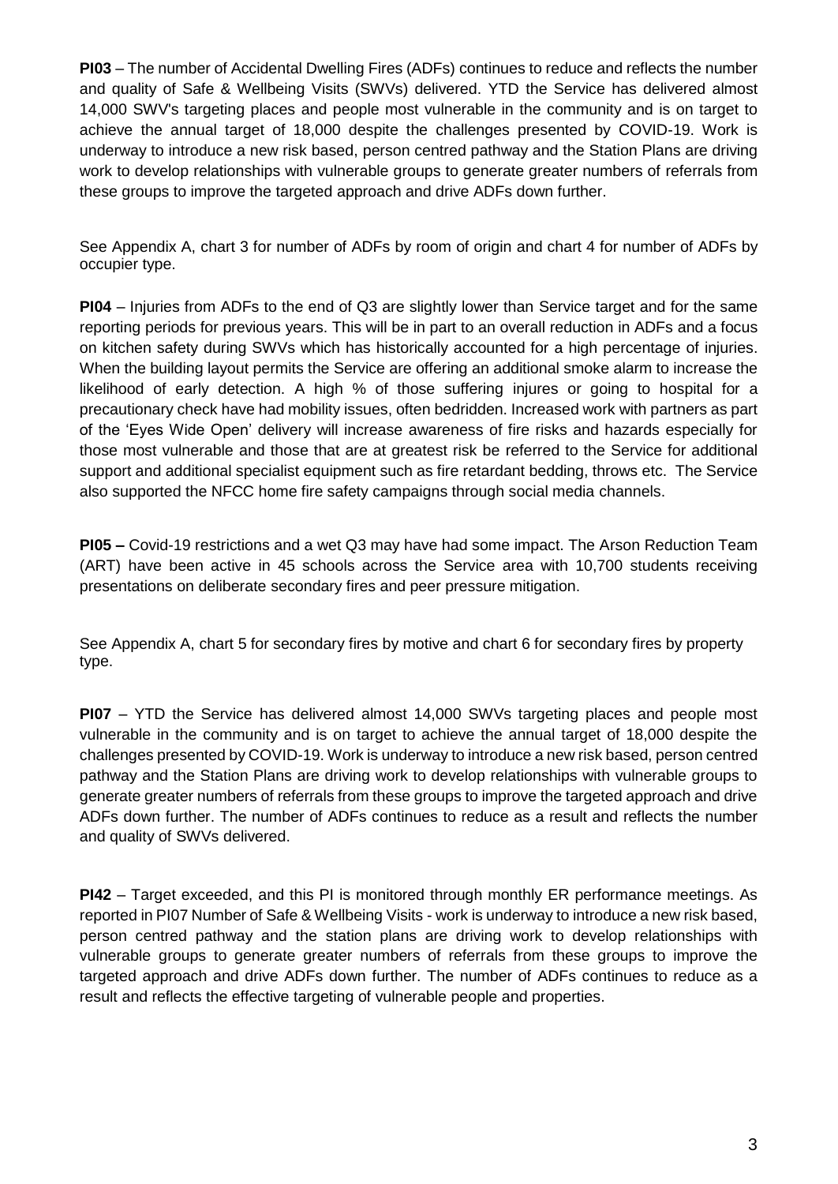**PI03** – The number of Accidental Dwelling Fires (ADFs) continues to reduce and reflects the number and quality of Safe & Wellbeing Visits (SWVs) delivered. YTD the Service has delivered almost 14,000 SWV's targeting places and people most vulnerable in the community and is on target to achieve the annual target of 18,000 despite the challenges presented by COVID-19. Work is underway to introduce a new risk based, person centred pathway and the Station Plans are driving work to develop relationships with vulnerable groups to generate greater numbers of referrals from these groups to improve the targeted approach and drive ADFs down further.

See Appendix A, chart 3 for number of ADFs by room of origin and chart 4 for number of ADFs by occupier type.

**PI04** – Injuries from ADFs to the end of Q3 are slightly lower than Service target and for the same reporting periods for previous years. This will be in part to an overall reduction in ADFs and a focus on kitchen safety during SWVs which has historically accounted for a high percentage of injuries. When the building layout permits the Service are offering an additional smoke alarm to increase the likelihood of early detection. A high % of those suffering injures or going to hospital for a precautionary check have had mobility issues, often bedridden. Increased work with partners as part of the 'Eyes Wide Open' delivery will increase awareness of fire risks and hazards especially for those most vulnerable and those that are at greatest risk be referred to the Service for additional support and additional specialist equipment such as fire retardant bedding, throws etc. The Service also supported the NFCC home fire safety campaigns through social media channels.

**PI05 –** Covid-19 restrictions and a wet Q3 may have had some impact. The Arson Reduction Team (ART) have been active in 45 schools across the Service area with 10,700 students receiving presentations on deliberate secondary fires and peer pressure mitigation.

See Appendix A, chart 5 for secondary fires by motive and chart 6 for secondary fires by property type.

**PI07** – YTD the Service has delivered almost 14,000 SWVs targeting places and people most vulnerable in the community and is on target to achieve the annual target of 18,000 despite the challenges presented by COVID-19. Work is underway to introduce a new risk based, person centred pathway and the Station Plans are driving work to develop relationships with vulnerable groups to generate greater numbers of referrals from these groups to improve the targeted approach and drive ADFs down further. The number of ADFs continues to reduce as a result and reflects the number and quality of SWVs delivered.

**PI42** – Target exceeded, and this PI is monitored through monthly ER performance meetings. As reported in PI07 Number of Safe & Wellbeing Visits - work is underway to introduce a new risk based, person centred pathway and the station plans are driving work to develop relationships with vulnerable groups to generate greater numbers of referrals from these groups to improve the targeted approach and drive ADFs down further. The number of ADFs continues to reduce as a result and reflects the effective targeting of vulnerable people and properties.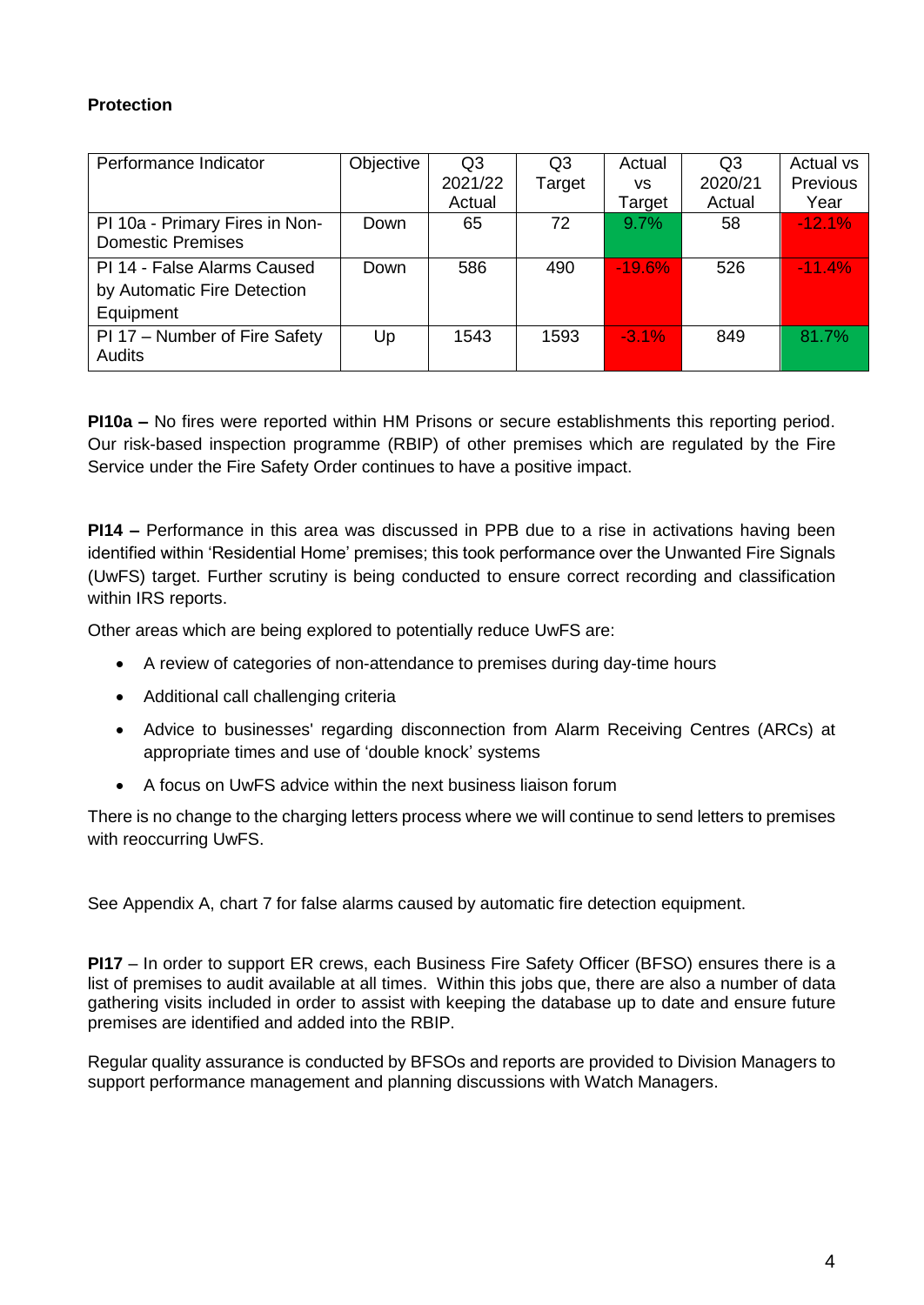**Protection**

| Performance Indicator | Objective | Q3 2021/22 Actual | Q3 Target | Actual vs Target | Q3 2020/21 Actual | Actual vs Previous Year |
|---|---|---|---|---|---|---|
| PI 10a - Primary Fires in Non-Domestic Premises | Down | 65 | 72 | 9.7% | 58 | -12.1% |
| PI 14 - False Alarms Caused by Automatic Fire Detection Equipment | Down | 586 | 490 | -19.6% | 526 | -11.4% |
| PI 17 – Number of Fire Safety Audits | Up | 1543 | 1593 | -3.1% | 849 | 81.7% |

**PI10a –** No fires were reported within HM Prisons or secure establishments this reporting period. Our risk-based inspection programme (RBIP) of other premises which are regulated by the Fire Service under the Fire Safety Order continues to have a positive impact.

**PI14 –** Performance in this area was discussed in PPB due to a rise in activations having been identified within 'Residential Home' premises; this took performance over the Unwanted Fire Signals (UwFS) target. Further scrutiny is being conducted to ensure correct recording and classification within IRS reports.

Other areas which are being explored to potentially reduce UwFS are:

- A review of categories of non-attendance to premises during day-time hours
- Additional call challenging criteria
- Advice to businesses' regarding disconnection from Alarm Receiving Centres (ARCs) at appropriate times and use of 'double knock' systems
- A focus on UwFS advice within the next business liaison forum

There is no change to the charging letters process where we will continue to send letters to premises with reoccurring UwFS.

See Appendix A, chart 7 for false alarms caused by automatic fire detection equipment.

**PI17** – In order to support ER crews, each Business Fire Safety Officer (BFSO) ensures there is a list of premises to audit available at all times. Within this jobs que, there are also a number of data gathering visits included in order to assist with keeping the database up to date and ensure future premises are identified and added into the RBIP.

Regular quality assurance is conducted by BFSOs and reports are provided to Division Managers to support performance management and planning discussions with Watch Managers.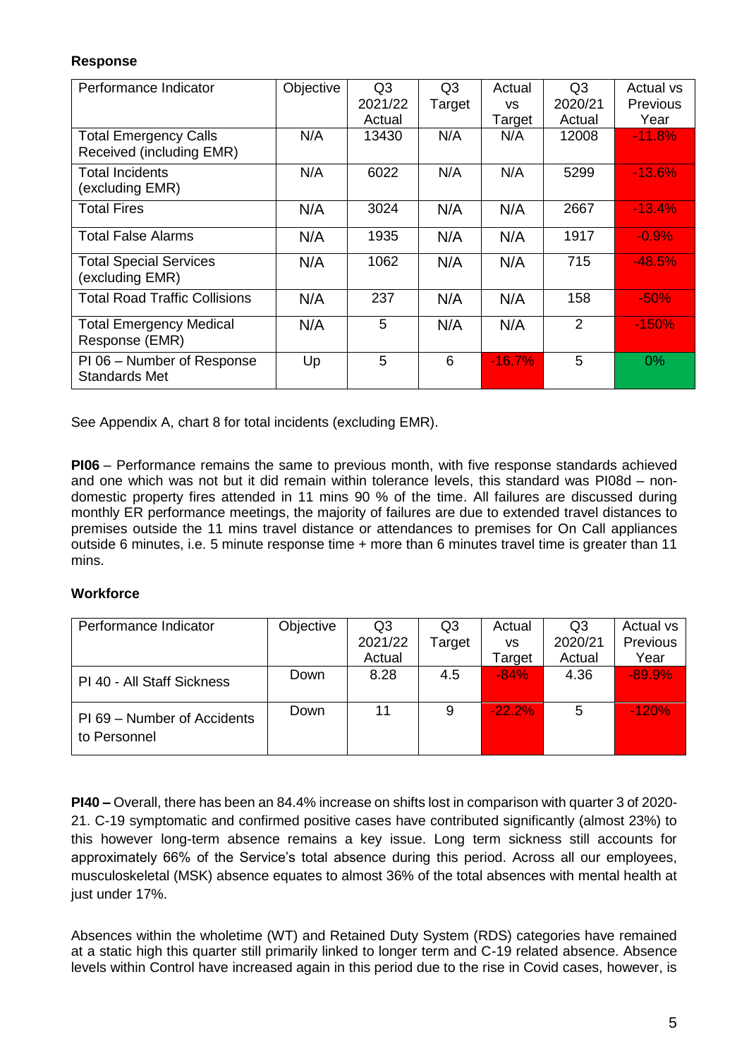**Response**

| Performance Indicator | Objective | Q3 2021/22 Actual | Q3 Target | Actual vs Target | Q3 2020/21 Actual | Actual vs Previous Year |
|---|---|---|---|---|---|---|
| Total Emergency Calls Received (including EMR) | N/A | 13430 | N/A | N/A | 12008 | -11.8% |
| Total Incidents (excluding EMR) | N/A | 6022 | N/A | N/A | 5299 | -13.6% |
| Total Fires | N/A | 3024 | N/A | N/A | 2667 | -13.4% |
| Total False Alarms | N/A | 1935 | N/A | N/A | 1917 | -0.9% |
| Total Special Services (excluding EMR) | N/A | 1062 | N/A | N/A | 715 | -48.5% |
| Total Road Traffic Collisions | N/A | 237 | N/A | N/A | 158 | -50% |
| Total Emergency Medical Response (EMR) | N/A | 5 | N/A | N/A | 2 | -150% |
| PI 06 – Number of Response Standards Met | Up | 5 | 6 | -16.7% | 5 | 0% |

See Appendix A, chart 8 for total incidents (excluding EMR).

**PI06** – Performance remains the same to previous month, with five response standards achieved and one which was not but it did remain within tolerance levels, this standard was PI08d – non-domestic property fires attended in 11 mins 90 % of the time. All failures are discussed during monthly ER performance meetings, the majority of failures are due to extended travel distances to premises outside the 11 mins travel distance or attendances to premises for On Call appliances outside 6 minutes, i.e. 5 minute response time + more than 6 minutes travel time is greater than 11 mins.

**Workforce**

| Performance Indicator | Objective | Q3 2021/22 Actual | Q3 Target | Actual vs Target | Q3 2020/21 Actual | Actual vs Previous Year |
|---|---|---|---|---|---|---|
| PI 40 - All Staff Sickness | Down | 8.28 | 4.5 | -84% | 4.36 | -89.9% |
| PI 69 – Number of Accidents to Personnel | Down | 11 | 9 | -22.2% | 5 | -120% |

**PI40 –** Overall, there has been an 84.4% increase on shifts lost in comparison with quarter 3 of 2020-21. C-19 symptomatic and confirmed positive cases have contributed significantly (almost 23%) to this however long-term absence remains a key issue. Long term sickness still accounts for approximately 66% of the Service's total absence during this period. Across all our employees, musculoskeletal (MSK) absence equates to almost 36% of the total absences with mental health at just under 17%.

Absences within the wholetime (WT) and Retained Duty System (RDS) categories have remained at a static high this quarter still primarily linked to longer term and C-19 related absence. Absence levels within Control have increased again in this period due to the rise in Covid cases, however, is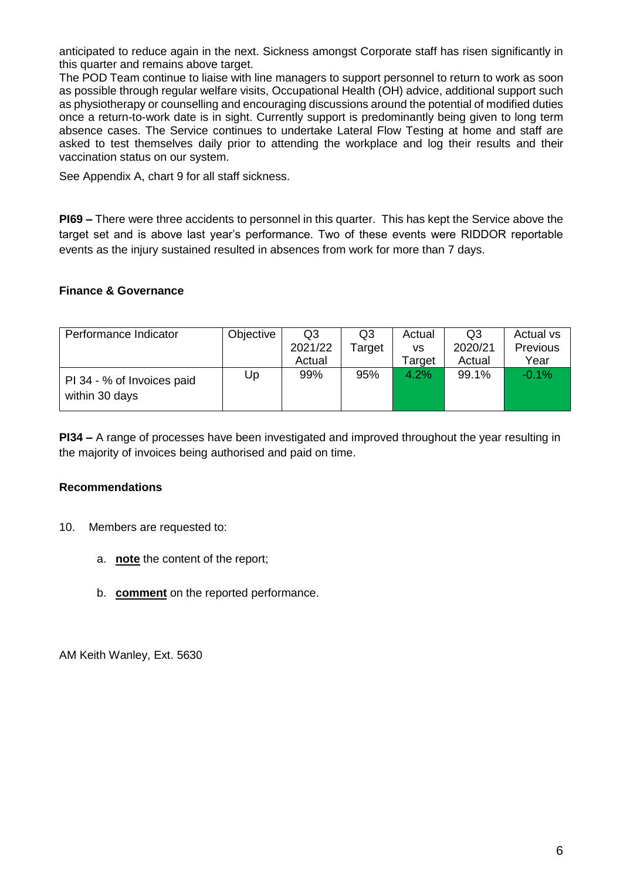anticipated to reduce again in the next. Sickness amongst Corporate staff has risen significantly in this quarter and remains above target.

The POD Team continue to liaise with line managers to support personnel to return to work as soon as possible through regular welfare visits, Occupational Health (OH) advice, additional support such as physiotherapy or counselling and encouraging discussions around the potential of modified duties once a return-to-work date is in sight. Currently support is predominantly being given to long term absence cases. The Service continues to undertake Lateral Flow Testing at home and staff are asked to test themselves daily prior to attending the workplace and log their results and their vaccination status on our system.

See Appendix A, chart 9 for all staff sickness.

**PI69 –** There were three accidents to personnel in this quarter. This has kept the Service above the target set and is above last year's performance. Two of these events were RIDDOR reportable events as the injury sustained resulted in absences from work for more than 7 days.

**Finance & Governance**

| Performance Indicator | Objective | Q3 2021/22 Actual | Q3 Target | Actual vs Target | Q3 2020/21 Actual | Actual vs Previous Year |
|---|---|---|---|---|---|---|
| PI 34 - % of Invoices paid within 30 days | Up | 99% | 95% | 4.2% | 99.1% | -0.1% |

**PI34 –** A range of processes have been investigated and improved throughout the year resulting in the majority of invoices being authorised and paid on time.

**Recommendations**

10. Members are requested to:

    a. **note** the content of the report;

    b. **comment** on the reported performance.

AM Keith Wanley, Ext. 5630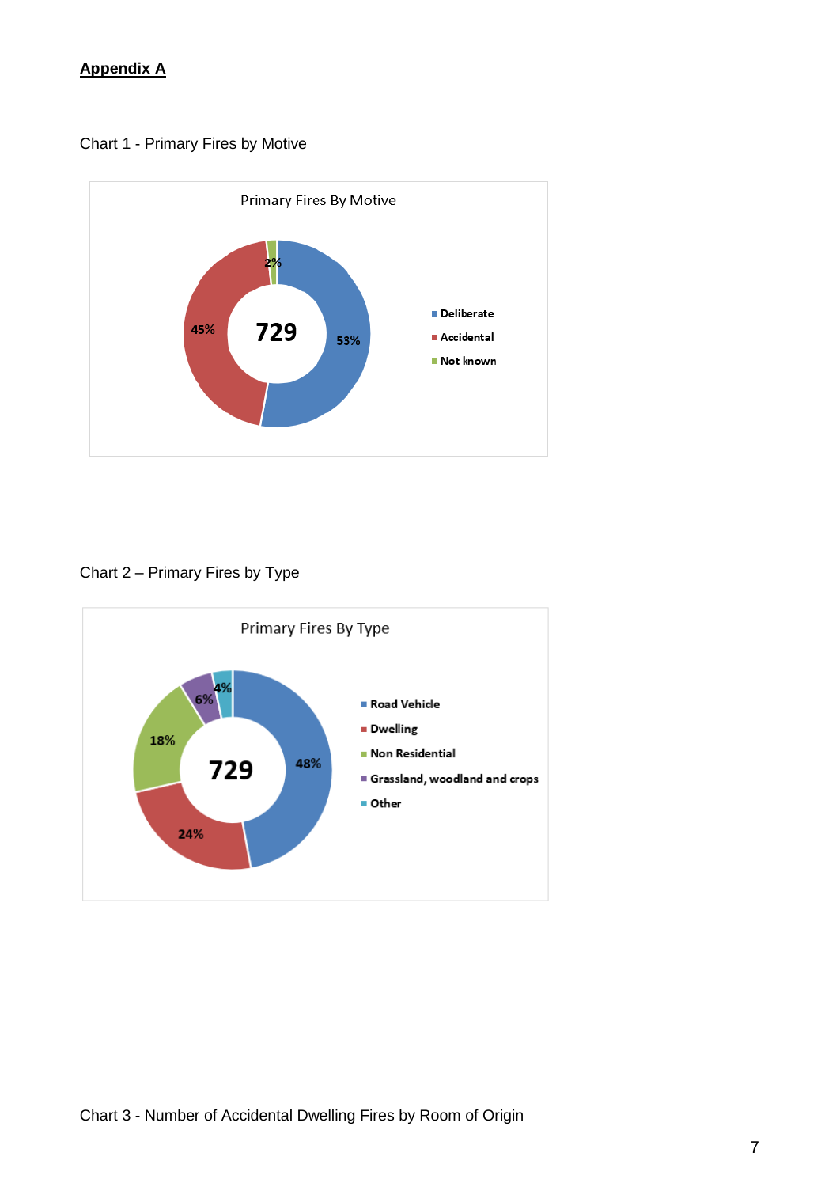**Appendix A**

Chart 1 - Primary Fires by Motive

Primary Fires By Motive

729

- Deliberate: 53%
- Accidental: 45%
- Not known: 2%

Chart 2 – Primary Fires by Type

Primary Fires By Type

729

- Road Vehicle: 48%
- Dwelling: 24%
- Non Residential: 18%
- Grassland, woodland and crops: 6%
- Other: 4%

Chart 3 - Number of Accidental Dwelling Fires by Room of Origin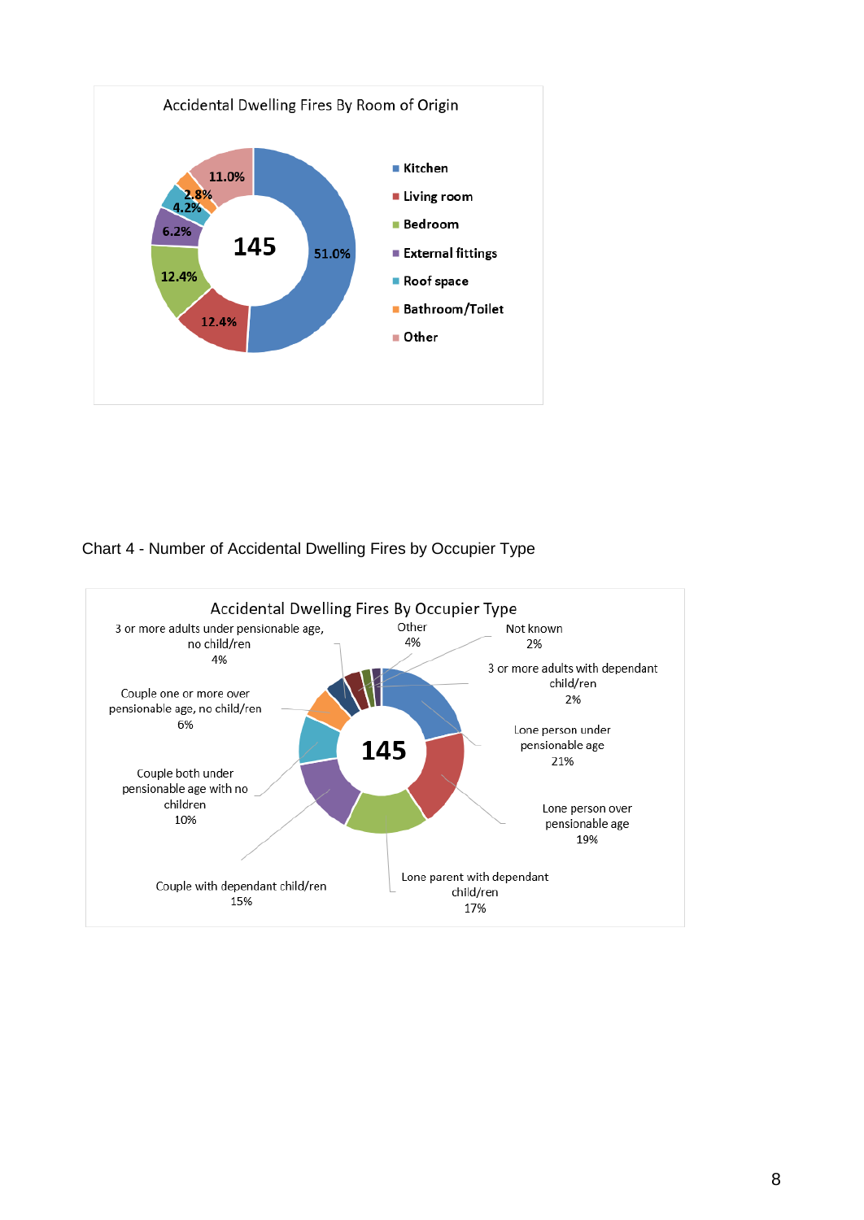**Accidental Dwelling Fires By Room of Origin**

| Room of Origin | Percentage |
|---|---|
| Kitchen | 51.0% |
| Living room | 12.4% |
| Bedroom | 12.4% |
| External fittings | 6.2% |
| Roof space | 4.2% |
| Bathroom/Toilet | 2.8% |
| Other | 11.0% |
| **Total** | **145** |

Chart 4 - Number of Accidental Dwelling Fires by Occupier Type

**Accidental Dwelling Fires By Occupier Type**

| Occupier Type | Percentage |
|---|---|
| Lone person under pensionable age | 21% |
| Lone person over pensionable age | 19% |
| Lone parent with dependant child/ren | 17% |
| Couple with dependant child/ren | 15% |
| Couple both under pensionable age with no children | 10% |
| Couple one or more over pensionable age, no child/ren | 6% |
| 3 or more adults under pensionable age, no child/ren | 4% |
| Other | 4% |
| Not known | 2% |
| 3 or more adults with dependant child/ren | 2% |
| **Total** | **145** |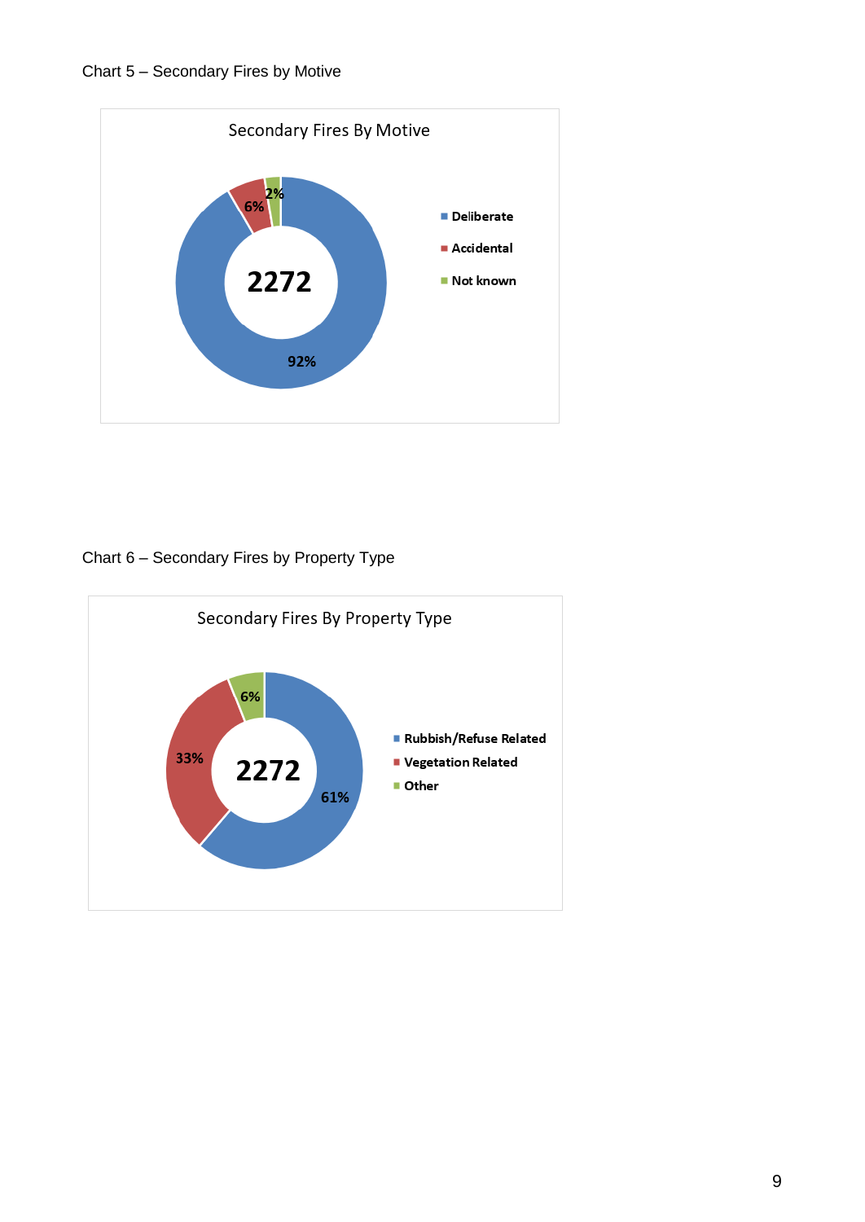Chart 5 – Secondary Fires by Motive

Secondary Fires By Motive

| Motive | Percentage |
| --- | --- |
| Deliberate | 92% |
| Accidental | 6% |
| Not known | 2% |

Total: 2272

Chart 6 – Secondary Fires by Property Type

Secondary Fires By Property Type

| Property Type | Percentage |
| --- | --- |
| Rubbish/Refuse Related | 61% |
| Vegetation Related | 33% |
| Other | 6% |

Total: 2272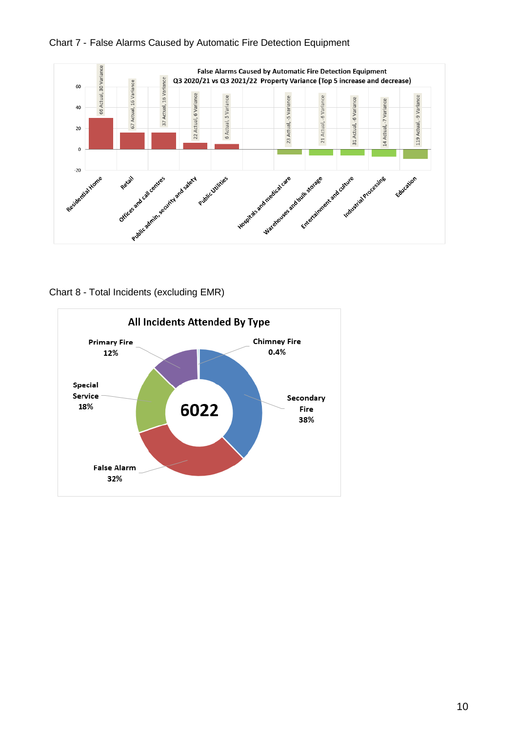Chart 7 - False Alarms Caused by Automatic Fire Detection Equipment

**False Alarms Caused by Automatic Fire Detection Equipment**
**Q3 2020/21 vs Q3 2021/22 Property Variance (Top 5 increase and decrease)**

| Property | Actual | Variance |
|---|---|---|
| Residential Home | 66 | 30 |
| Retail | 67 | 16 |
| Offices and call centres | 37 | 16 |
| Public admin, security and safety | 22 | 6 |
| Public Utilities | 6 | 5 |
| Hospitals and medical care | 23 | -5 |
| Warehouses and bulk storage | 21 | -6 |
| Entertainment and culture | 31 | -6 |
| Industrial Processing | 14 | -7 |
| Education | 119 | -9 |

Chart 8 - Total Incidents (excluding EMR)

**All Incidents Attended By Type**

Total: 6022

| Type | Percentage |
|---|---|
| Secondary Fire | 38% |
| False Alarm | 32% |
| Special Service | 18% |
| Primary Fire | 12% |
| Chimney Fire | 0.4% |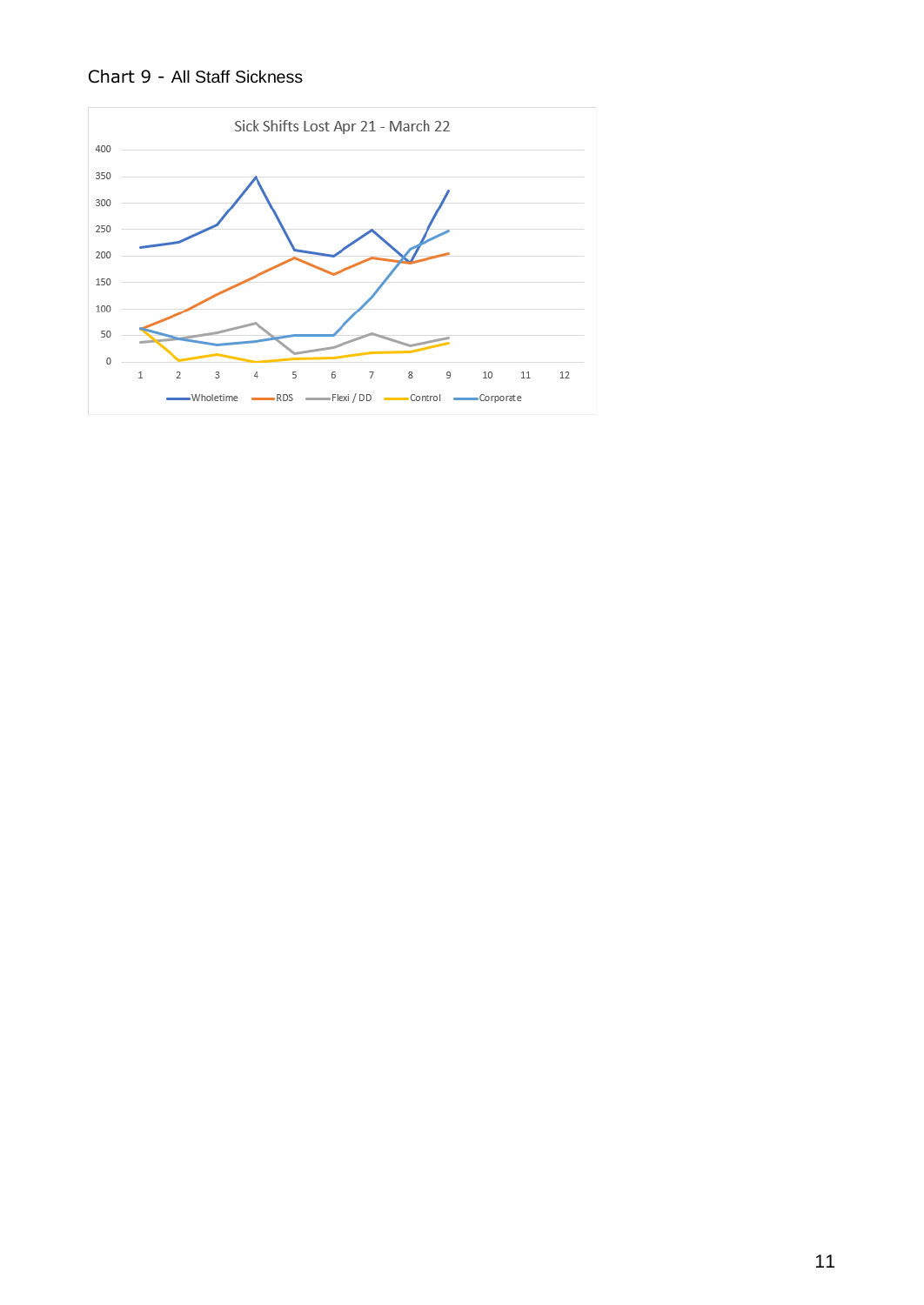Chart 9 - All Staff Sickness

Sick Shifts Lost Apr 21 - March 22

400
350
300
250
200
150
100
50
0

1 2 3 4 5 6 7 8 9 10 11 12

Wholetime RDS Flexi / DD Control Corporate